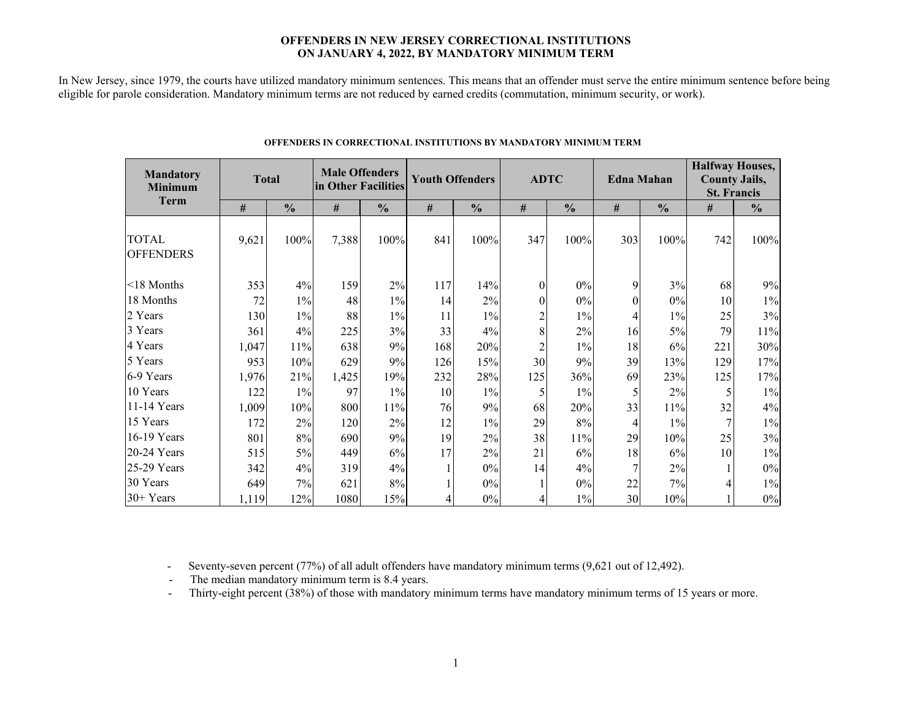# OFFENDERS IN NEW JERSEY CORRECTIONAL INSTITUTIONS ON JANUARY 4, 2022, BY MANDATORY MINIMUM TERM

In New Jersey, since 1979, the courts have utilized mandatory minimum sentences. This means that an offender must serve the entire minimum sentence before being eligible for parole consideration. Mandatory minimum terms are not reduced by earned credits (commutation, minimum security, or work).

### OFFENDERS IN CORRECTIONAL INSTITUTIONS BY MANDATORY MINIMUM TERM

| Mandatory Minimum Term | Total | | Male Offenders in Other Facilities | | Youth Offenders | | ADTC | | Edna Mahan | | Halfway Houses, County Jails, St. Francis | |
|---|---|---|---|---|---|---|---|---|---|---|---|---|
| | # | % | # | % | # | % | # | % | # | % | # | % |
| TOTAL OFFENDERS | 9,621 | 100% | 7,388 | 100% | 841 | 100% | 347 | 100% | 303 | 100% | 742 | 100% |
| <18 Months | 353 | 4% | 159 | 2% | 117 | 14% | 0 | 0% | 9 | 3% | 68 | 9% |
| 18 Months | 72 | 1% | 48 | 1% | 14 | 2% | 0 | 0% | 0 | 0% | 10 | 1% |
| 2 Years | 130 | 1% | 88 | 1% | 11 | 1% | 2 | 1% | 4 | 1% | 25 | 3% |
| 3 Years | 361 | 4% | 225 | 3% | 33 | 4% | 8 | 2% | 16 | 5% | 79 | 11% |
| 4 Years | 1,047 | 11% | 638 | 9% | 168 | 20% | 2 | 1% | 18 | 6% | 221 | 30% |
| 5 Years | 953 | 10% | 629 | 9% | 126 | 15% | 30 | 9% | 39 | 13% | 129 | 17% |
| 6-9 Years | 1,976 | 21% | 1,425 | 19% | 232 | 28% | 125 | 36% | 69 | 23% | 125 | 17% |
| 10 Years | 122 | 1% | 97 | 1% | 10 | 1% | 5 | 1% | 5 | 2% | 5 | 1% |
| 11-14 Years | 1,009 | 10% | 800 | 11% | 76 | 9% | 68 | 20% | 33 | 11% | 32 | 4% |
| 15 Years | 172 | 2% | 120 | 2% | 12 | 1% | 29 | 8% | 4 | 1% | 7 | 1% |
| 16-19 Years | 801 | 8% | 690 | 9% | 19 | 2% | 38 | 11% | 29 | 10% | 25 | 3% |
| 20-24 Years | 515 | 5% | 449 | 6% | 17 | 2% | 21 | 6% | 18 | 6% | 10 | 1% |
| 25-29 Years | 342 | 4% | 319 | 4% | 1 | 0% | 14 | 4% | 7 | 2% | 1 | 0% |
| 30 Years | 649 | 7% | 621 | 8% | 1 | 0% | 1 | 0% | 22 | 7% | 4 | 1% |
| 30+ Years | 1,119 | 12% | 1080 | 15% | 4 | 0% | 4 | 1% | 30 | 10% | 1 | 0% |

- Seventy-seven percent (77%) of all adult offenders have mandatory minimum terms (9,621 out of 12,492).
- The median mandatory minimum term is 8.4 years.
- Thirty-eight percent (38%) of those with mandatory minimum terms have mandatory minimum terms of 15 years or more.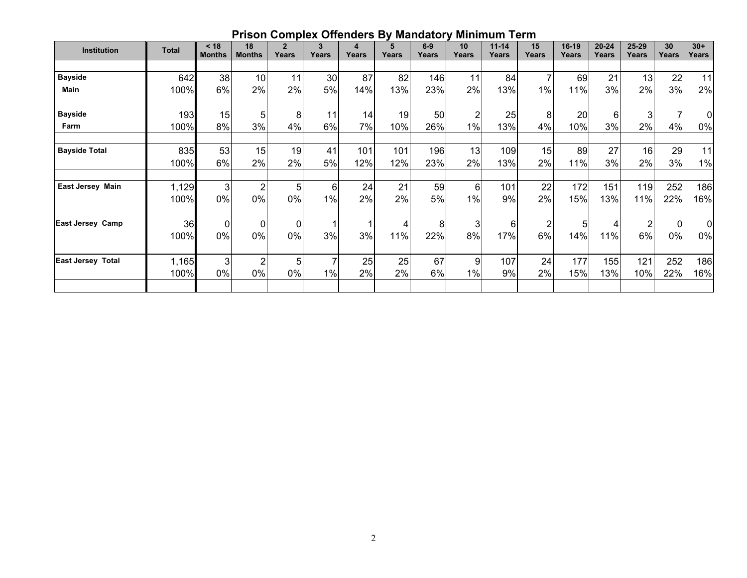# Prison Complex Offenders By Mandatory Minimum Term

| Institution | Total | < 18 Months | 18 Months | 2 Years | 3 Years | 4 Years | 5 Years | 6-9 Years | 10 Years | 11-14 Years | 15 Years | 16-19 Years | 20-24 Years | 25-29 Years | 30 Years | 30+ Years |
|---|---|---|---|---|---|---|---|---|---|---|---|---|---|---|---|---|
| Bayside Main | 642 | 38 | 10 | 11 | 30 | 87 | 82 | 146 | 11 | 84 | 7 | 69 | 21 | 13 | 22 | 11 |
| | 100% | 6% | 2% | 2% | 5% | 14% | 13% | 23% | 2% | 13% | 1% | 11% | 3% | 2% | 3% | 2% |
| Bayside Farm | 193 | 15 | 5 | 8 | 11 | 14 | 19 | 50 | 2 | 25 | 8 | 20 | 6 | 3 | 7 | 0 |
| | 100% | 8% | 3% | 4% | 6% | 7% | 10% | 26% | 1% | 13% | 4% | 10% | 3% | 2% | 4% | 0% |
| Bayside Total | 835 | 53 | 15 | 19 | 41 | 101 | 101 | 196 | 13 | 109 | 15 | 89 | 27 | 16 | 29 | 11 |
| | 100% | 6% | 2% | 2% | 5% | 12% | 12% | 23% | 2% | 13% | 2% | 11% | 3% | 2% | 3% | 1% |
| East Jersey Main | 1,129 | 3 | 2 | 5 | 6 | 24 | 21 | 59 | 6 | 101 | 22 | 172 | 151 | 119 | 252 | 186 |
| | 100% | 0% | 0% | 0% | 1% | 2% | 2% | 5% | 1% | 9% | 2% | 15% | 13% | 11% | 22% | 16% |
| East Jersey Camp | 36 | 0 | 0 | 0 | 1 | 1 | 4 | 8 | 3 | 6 | 2 | 5 | 4 | 2 | 0 | 0 |
| | 100% | 0% | 0% | 0% | 3% | 3% | 11% | 22% | 8% | 17% | 6% | 14% | 11% | 6% | 0% | 0% |
| East Jersey Total | 1,165 | 3 | 2 | 5 | 7 | 25 | 25 | 67 | 9 | 107 | 24 | 177 | 155 | 121 | 252 | 186 |
| | 100% | 0% | 0% | 0% | 1% | 2% | 2% | 6% | 1% | 9% | 2% | 15% | 13% | 10% | 22% | 16% |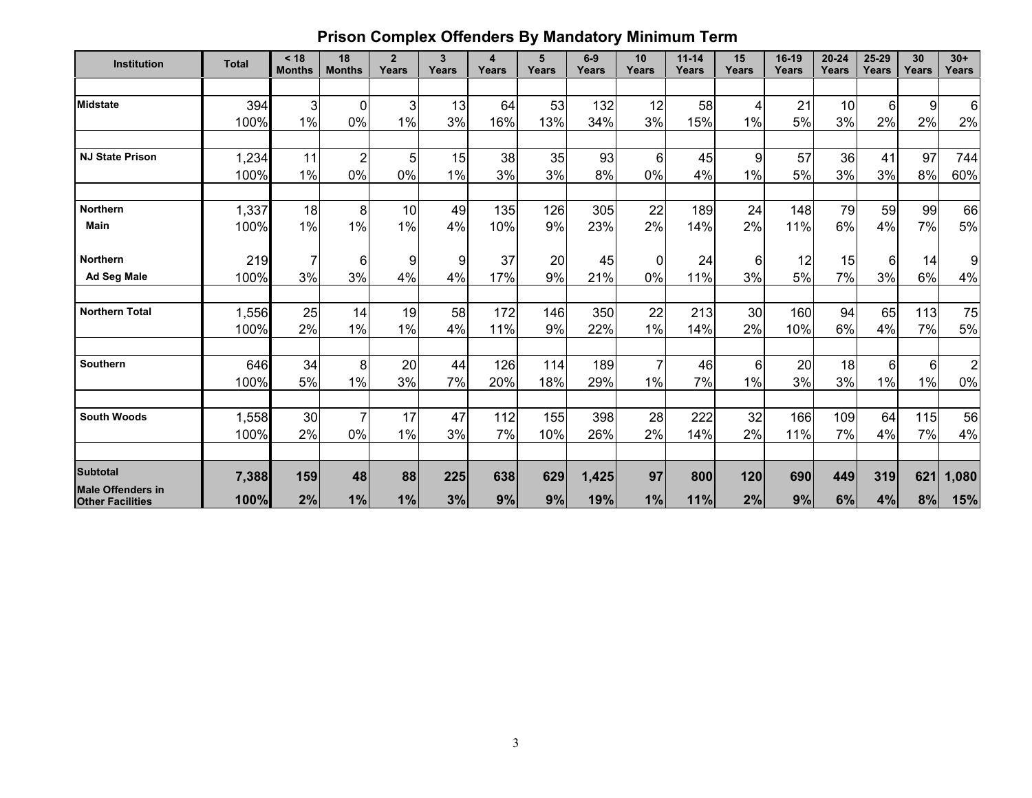# Prison Complex Offenders By Mandatory Minimum Term

| Institution | Total | < 18 Months | 18 Months | 2 Years | 3 Years | 4 Years | 5 Years | 6-9 Years | 10 Years | 11-14 Years | 15 Years | 16-19 Years | 20-24 Years | 25-29 Years | 30 Years | 30+ Years |
|---|---|---|---|---|---|---|---|---|---|---|---|---|---|---|---|---|
| Midstate | 394 | 3 | 0 | 3 | 13 | 64 | 53 | 132 | 12 | 58 | 4 | 21 | 10 | 6 | 9 | 6 |
| | 100% | 1% | 0% | 1% | 3% | 16% | 13% | 34% | 3% | 15% | 1% | 5% | 3% | 2% | 2% | 2% |
| NJ State Prison | 1,234 | 11 | 2 | 5 | 15 | 38 | 35 | 93 | 6 | 45 | 9 | 57 | 36 | 41 | 97 | 744 |
| | 100% | 1% | 0% | 0% | 1% | 3% | 3% | 8% | 0% | 4% | 1% | 5% | 3% | 3% | 8% | 60% |
| Northern Main | 1,337 | 18 | 8 | 10 | 49 | 135 | 126 | 305 | 22 | 189 | 24 | 148 | 79 | 59 | 99 | 66 |
| | 100% | 1% | 1% | 1% | 4% | 10% | 9% | 23% | 2% | 14% | 2% | 11% | 6% | 4% | 7% | 5% |
| Northern Ad Seg Male | 219 | 7 | 6 | 9 | 9 | 37 | 20 | 45 | 0 | 24 | 6 | 12 | 15 | 6 | 14 | 9 |
| | 100% | 3% | 3% | 4% | 4% | 17% | 9% | 21% | 0% | 11% | 3% | 5% | 7% | 3% | 6% | 4% |
| Northern Total | 1,556 | 25 | 14 | 19 | 58 | 172 | 146 | 350 | 22 | 213 | 30 | 160 | 94 | 65 | 113 | 75 |
| | 100% | 2% | 1% | 1% | 4% | 11% | 9% | 22% | 1% | 14% | 2% | 10% | 6% | 4% | 7% | 5% |
| Southern | 646 | 34 | 8 | 20 | 44 | 126 | 114 | 189 | 7 | 46 | 6 | 20 | 18 | 6 | 6 | 2 |
| | 100% | 5% | 1% | 3% | 7% | 20% | 18% | 29% | 1% | 7% | 1% | 3% | 3% | 1% | 1% | 0% |
| South Woods | 1,558 | 30 | 7 | 17 | 47 | 112 | 155 | 398 | 28 | 222 | 32 | 166 | 109 | 64 | 115 | 56 |
| | 100% | 2% | 0% | 1% | 3% | 7% | 10% | 26% | 2% | 14% | 2% | 11% | 7% | 4% | 7% | 4% |
| **Subtotal Male Offenders in Other Facilities** | **7,388** | **159** | **48** | **88** | **225** | **638** | **629** | **1,425** | **97** | **800** | **120** | **690** | **449** | **319** | **621** | **1,080** |
| | **100%** | **2%** | **1%** | **1%** | **3%** | **9%** | **9%** | **19%** | **1%** | **11%** | **2%** | **9%** | **6%** | **4%** | **8%** | **15%** |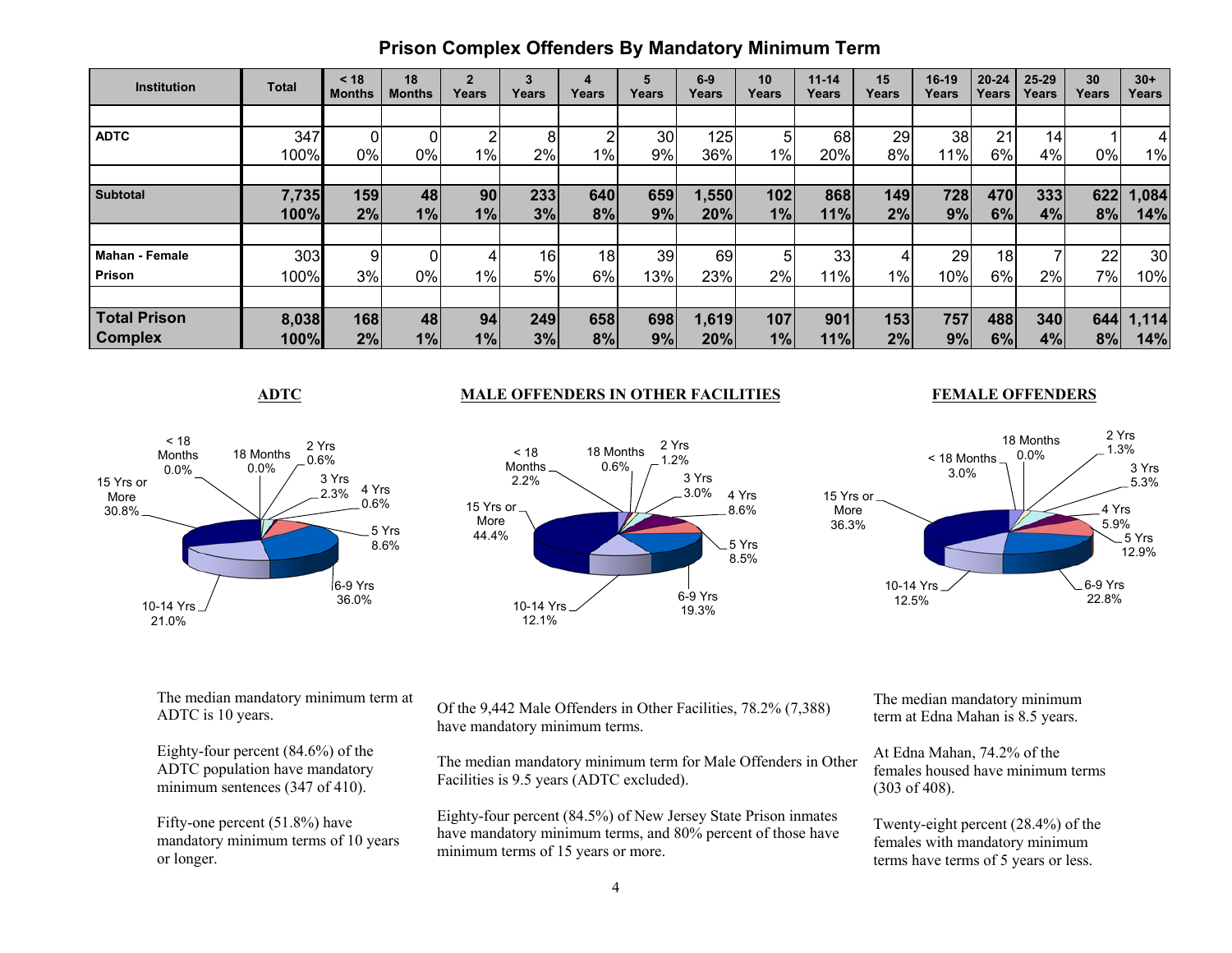# Prison Complex Offenders By Mandatory Minimum Term

| Institution | Total | < 18 Months | 18 Months | 2 Years | 3 Years | 4 Years | 5 Years | 6-9 Years | 10 Years | 11-14 Years | 15 Years | 16-19 Years | 20-24 Years | 25-29 Years | 30 Years | 30+ Years |
|---|---|---|---|---|---|---|---|---|---|---|---|---|---|---|---|---|
| ADTC | 347 | 0 | 0 | 2 | 8 | 2 | 30 | 125 | 5 | 68 | 29 | 38 | 21 | 14 | 1 | 4 |
| | 100% | 0% | 0% | 1% | 2% | 1% | 9% | 36% | 1% | 20% | 8% | 11% | 6% | 4% | 0% | 1% |
| **Subtotal** | **7,735** | **159** | **48** | **90** | **233** | **640** | **659** | **1,550** | **102** | **868** | **149** | **728** | **470** | **333** | **622** | **1,084** |
| | **100%** | **2%** | **1%** | **1%** | **3%** | **8%** | **9%** | **20%** | **1%** | **11%** | **2%** | **9%** | **6%** | **4%** | **8%** | **14%** |
| Mahan - Female Prison | 303 | 9 | 0 | 4 | 16 | 18 | 39 | 69 | 5 | 33 | 4 | 29 | 18 | 7 | 22 | 30 |
| | 100% | 3% | 0% | 1% | 5% | 6% | 13% | 23% | 2% | 11% | 1% | 10% | 6% | 2% | 7% | 10% |
| **Total Prison Complex** | **8,038** | **168** | **48** | **94** | **249** | **658** | **698** | **1,619** | **107** | **901** | **153** | **757** | **488** | **340** | **644** | **1,114** |
| | **100%** | **2%** | **1%** | **1%** | **3%** | **8%** | **9%** | **20%** | **1%** | **11%** | **2%** | **9%** | **6%** | **4%** | **8%** | **14%** |

**ADTC**

< 18 Months 0.0%; 18 Months 0.0%; 2 Yrs 0.6%; 3 Yrs 2.3%; 4 Yrs 0.6%; 5 Yrs 8.6%; 6-9 Yrs 36.0%; 10-14 Yrs 21.0%; 15 Yrs or More 30.8%

The median mandatory minimum term at ADTC is 10 years.

Eighty-four percent (84.6%) of the ADTC population have mandatory minimum sentences (347 of 410).

Fifty-one percent (51.8%) have mandatory minimum terms of 10 years or longer.

**MALE OFFENDERS IN OTHER FACILITIES**

< 18 Months 2.2%; 18 Months 0.6%; 2 Yrs 1.2%; 3 Yrs 3.0%; 4 Yrs 8.6%; 5 Yrs 8.5%; 6-9 Yrs 19.3%; 10-14 Yrs 12.1%; 15 Yrs or More 44.4%

Of the 9,442 Male Offenders in Other Facilities, 78.2% (7,388) have mandatory minimum terms.

The median mandatory minimum term for Male Offenders in Other Facilities is 9.5 years (ADTC excluded).

Eighty-four percent (84.5%) of New Jersey State Prison inmates have mandatory minimum terms, and 80% percent of those have minimum terms of 15 years or more.

**FEMALE OFFENDERS**

< 18 Months 3.0%; 18 Months 0.0%; 2 Yrs 1.3%; 3 Yrs 5.3%; 4 Yrs 5.9%; 5 Yrs 12.9%; 6-9 Yrs 22.8%; 10-14 Yrs 12.5%; 15 Yrs or More 36.3%

The median mandatory minimum term at Edna Mahan is 8.5 years.

At Edna Mahan, 74.2% of the females housed have minimum terms (303 of 408).

Twenty-eight percent (28.4%) of the females with mandatory minimum terms have terms of 5 years or less.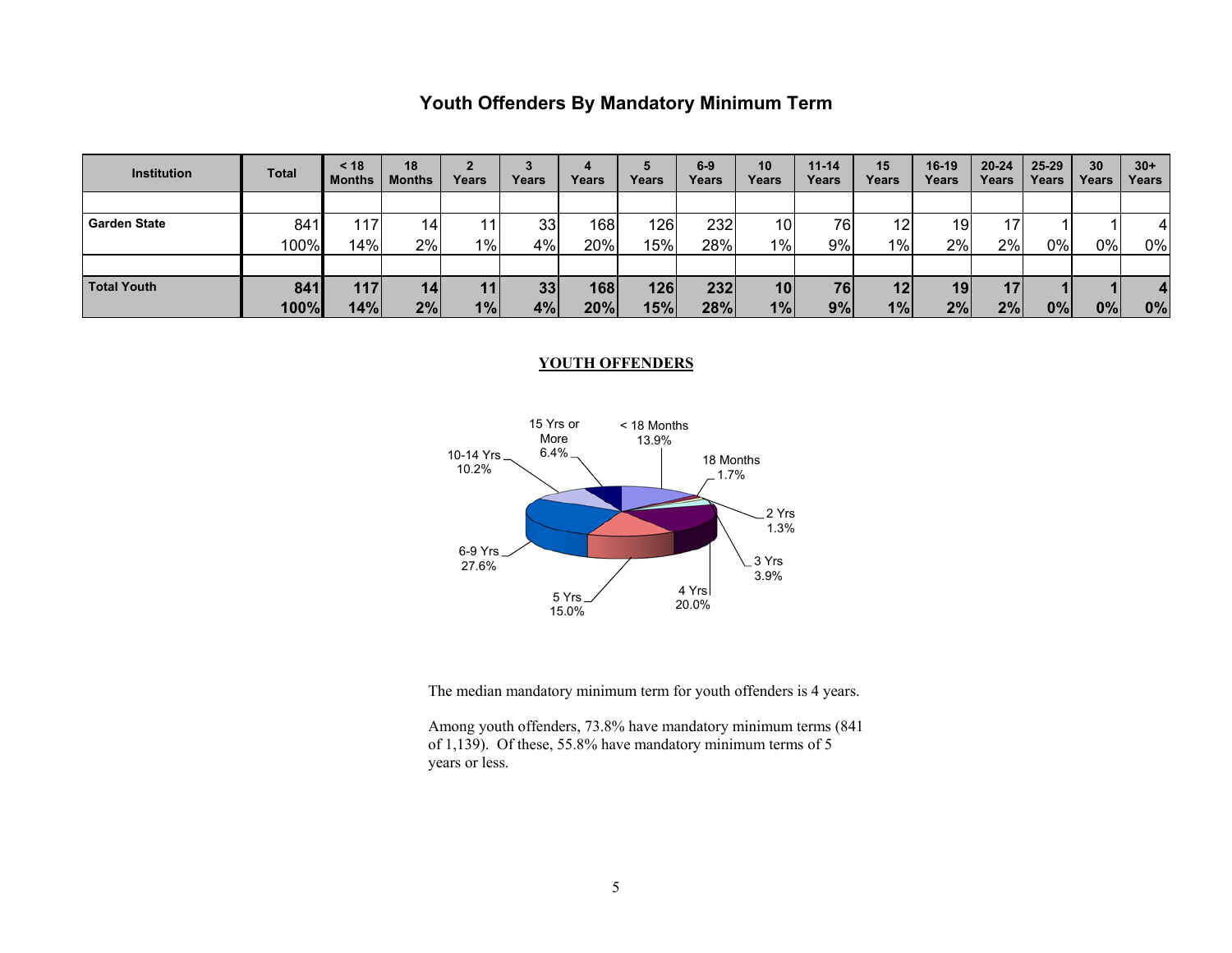# Youth Offenders By Mandatory Minimum Term

| Institution | Total | < 18 Months | 18 Months | 2 Years | 3 Years | 4 Years | 5 Years | 6-9 Years | 10 Years | 11-14 Years | 15 Years | 16-19 Years | 20-24 Years | 25-29 Years | 30 Years | 30+ Years |
|---|---|---|---|---|---|---|---|---|---|---|---|---|---|---|---|---|
| Garden State | 841 | 117 | 14 | 11 | 33 | 168 | 126 | 232 | 10 | 76 | 12 | 19 | 17 | 1 | 1 | 4 |
| | 100% | 14% | 2% | 1% | 4% | 20% | 15% | 28% | 1% | 9% | 1% | 2% | 2% | 0% | 0% | 0% |
| **Total Youth** | **841** | **117** | **14** | **11** | **33** | **168** | **126** | **232** | **10** | **76** | **12** | **19** | **17** | **1** | **1** | **4** |
| | **100%** | **14%** | **2%** | **1%** | **4%** | **20%** | **15%** | **28%** | **1%** | **9%** | **1%** | **2%** | **2%** | **0%** | **0%** | **0%** |

## YOUTH OFFENDERS

| Term | Percent |
|---|---|
| < 18 Months | 13.9% |
| 18 Months | 1.7% |
| 2 Yrs | 1.3% |
| 3 Yrs | 3.9% |
| 4 Yrs | 20.0% |
| 5 Yrs | 15.0% |
| 6-9 Yrs | 27.6% |
| 10-14 Yrs | 10.2% |
| 15 Yrs or More | 6.4% |

The median mandatory minimum term for youth offenders is 4 years.

Among youth offenders, 73.8% have mandatory minimum terms (841 of 1,139). Of these, 55.8% have mandatory minimum terms of 5 years or less.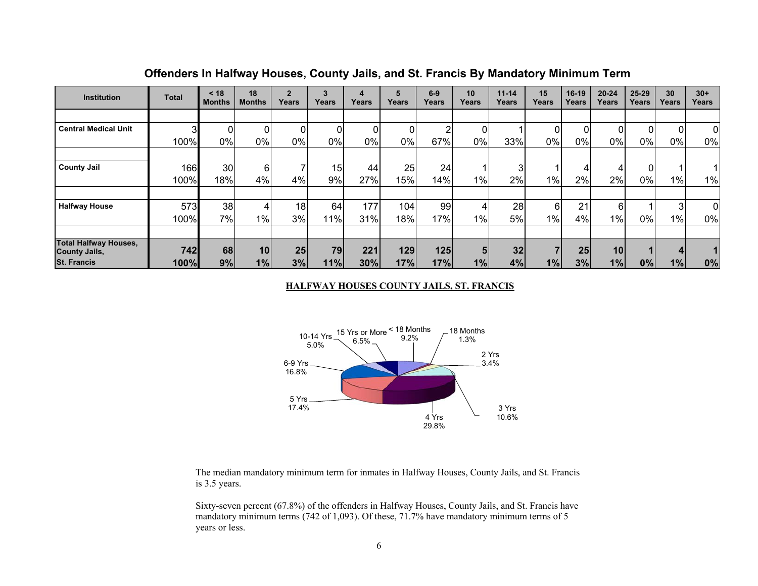## Offenders In Halfway Houses, County Jails, and St. Francis By Mandatory Minimum Term

| Institution | Total | < 18 Months | 18 Months | 2 Years | 3 Years | 4 Years | 5 Years | 6-9 Years | 10 Years | 11-14 Years | 15 Years | 16-19 Years | 20-24 Years | 25-29 Years | 30 Years | 30+ Years |
|---|---|---|---|---|---|---|---|---|---|---|---|---|---|---|---|---|
| Central Medical Unit | 3 | 0 | 0 | 0 | 0 | 0 | 0 | 2 | 0 | 1 | 0 | 0 | 0 | 0 | 0 | 0 |
| | 100% | 0% | 0% | 0% | 0% | 0% | 0% | 67% | 0% | 33% | 0% | 0% | 0% | 0% | 0% | 0% |
| County Jail | 166 | 30 | 6 | 7 | 15 | 44 | 25 | 24 | 1 | 3 | 1 | 4 | 4 | 0 | 1 | 1 |
| | 100% | 18% | 4% | 4% | 9% | 27% | 15% | 14% | 1% | 2% | 1% | 2% | 2% | 0% | 1% | 1% |
| Halfway House | 573 | 38 | 4 | 18 | 64 | 177 | 104 | 99 | 4 | 28 | 6 | 21 | 6 | 1 | 3 | 0 |
| | 100% | 7% | 1% | 3% | 11% | 31% | 18% | 17% | 1% | 5% | 1% | 4% | 1% | 0% | 1% | 0% |
| **Total Halfway Houses, County Jails, St. Francis** | **742** | **68** | **10** | **25** | **79** | **221** | **129** | **125** | **5** | **32** | **7** | **25** | **10** | **1** | **4** | **1** |
| | **100%** | **9%** | **1%** | **3%** | **11%** | **30%** | **17%** | **17%** | **1%** | **4%** | **1%** | **3%** | **1%** | **0%** | **1%** | **0%** |

**HALFWAY HOUSES COUNTY JAILS, ST. FRANCIS**

10-14 Yrs 5.0%
15 Yrs or More 6.5%
< 18 Months 9.2%
18 Months 1.3%
2 Yrs 3.4%
3 Yrs 10.6%
4 Yrs 29.8%
5 Yrs 17.4%
6-9 Yrs 16.8%

The median mandatory minimum term for inmates in Halfway Houses, County Jails, and St. Francis is 3.5 years.

Sixty-seven percent (67.8%) of the offenders in Halfway Houses, County Jails, and St. Francis have mandatory minimum terms (742 of 1,093). Of these, 71.7% have mandatory minimum terms of 5 years or less.